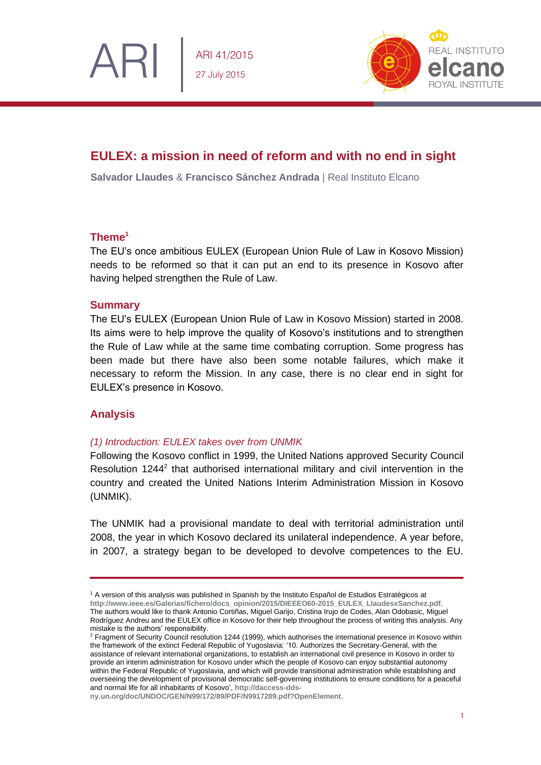ARI 41/2015
27 July 2015

# EULEX: a mission in need of reform and with no end in sight

**Salvador Llaudes** & **Francisco Sánchez Andrada** | Real Instituto Elcano

## Theme[1]

The EU's once ambitious EULEX (European Union Rule of Law in Kosovo Mission) needs to be reformed so that it can put an end to its presence in Kosovo after having helped strengthen the Rule of Law.

## Summary

The EU's EULEX (European Union Rule of Law in Kosovo Mission) started in 2008. Its aims were to help improve the quality of Kosovo's institutions and to strengthen the Rule of Law while at the same time combating corruption. Some progress has been made but there have also been some notable failures, which make it necessary to reform the Mission. In any case, there is no clear end in sight for EULEX's presence in Kosovo.

## Analysis

### *(1) Introduction: EULEX takes over from UNMIK*

Following the Kosovo conflict in 1999, the United Nations approved Security Council Resolution 1244[2] that authorised international military and civil intervention in the country and created the United Nations Interim Administration Mission in Kosovo (UNMIK).

The UNMIK had a provisional mandate to deal with territorial administration until 2008, the year in which Kosovo declared its unilateral independence. A year before, in 2007, a strategy began to be developed to devolve competences to the EU.

---

[1] A version of this analysis was published in Spanish by the Instituto Español de Estudios Estratégicos at **http://www.ieee.es/Galerias/fichero/docs_opinion/2015/DIEEEO60-2015_EULEX_LlaudesxSanchez.pdf**. The authors would like to thank Antonio Cortiñas, Miguel Garijo, Cristina Irujo de Codes, Alan Odobasic, Miguel Rodríguez Andreu and the EULEX office in Kosovo for their help throughout the process of writing this analysis. Any mistake is the authors' responsibility.

[2] Fragment of Security Council resolution 1244 (1999), which authorises the international presence in Kosovo within the framework of the extinct Federal Republic of Yugoslavia: '10. Authorizes the Secretary-General, with the assistance of relevant international organizations, to establish an international civil presence in Kosovo in order to provide an interim administration for Kosovo under which the people of Kosovo can enjoy substantial autonomy within the Federal Republic of Yugoslavia, and which will provide transitional administration while establishing and overseeing the development of provisional democratic self-governing institutions to ensure conditions for a peaceful and normal life for all inhabitants of Kosovo', **http://daccess-dds-ny.un.org/doc/UNDOC/GEN/N99/172/89/PDF/N9917289.pdf?OpenElement**.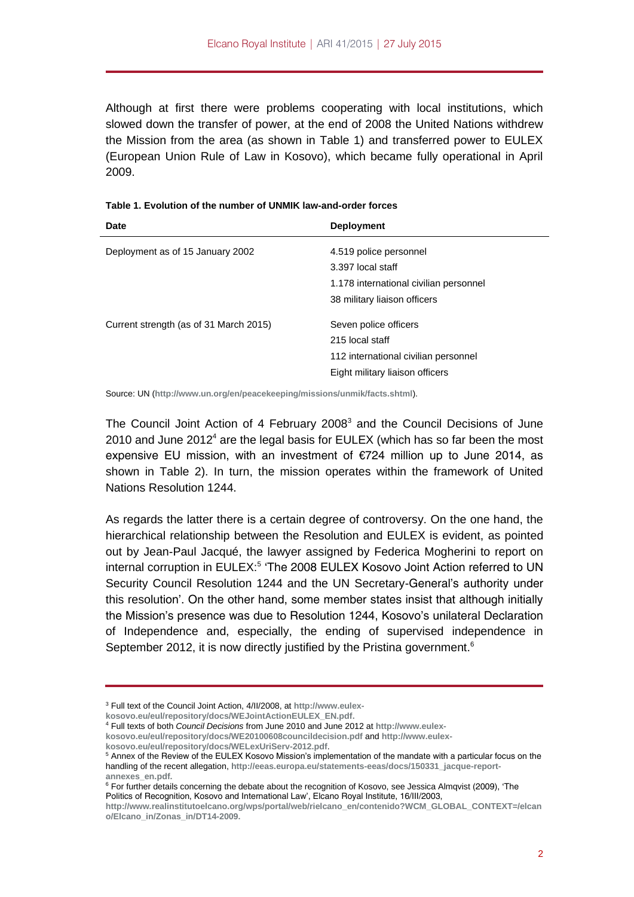Although at first there were problems cooperating with local institutions, which slowed down the transfer of power, at the end of 2008 the United Nations withdrew the Mission from the area (as shown in Table 1) and transferred power to EULEX (European Union Rule of Law in Kosovo), which became fully operational in April 2009.

**Table 1. Evolution of the number of UNMIK law-and-order forces**

| Date | Deployment |
|---|---|
| Deployment as of 15 January 2002 | 4.519 police personnel<br>3.397 local staff<br>1.178 international civilian personnel<br>38 military liaison officers |
| Current strength (as of 31 March 2015) | Seven police officers<br>215 local staff<br>112 international civilian personnel<br>Eight military liaison officers |

Source: UN (**http://www.un.org/en/peacekeeping/missions/unmik/facts.shtml**).

The Council Joint Action of 4 February 2008[3] and the Council Decisions of June 2010 and June 2012[4] are the legal basis for EULEX (which has so far been the most expensive EU mission, with an investment of €724 million up to June 2014, as shown in Table 2). In turn, the mission operates within the framework of United Nations Resolution 1244.

As regards the latter there is a certain degree of controversy. On the one hand, the hierarchical relationship between the Resolution and EULEX is evident, as pointed out by Jean-Paul Jacqué, the lawyer assigned by Federica Mogherini to report on internal corruption in EULEX:[5] 'The 2008 EULEX Kosovo Joint Action referred to UN Security Council Resolution 1244 and the UN Secretary-General's authority under this resolution'. On the other hand, some member states insist that although initially the Mission's presence was due to Resolution 1244, Kosovo's unilateral Declaration of Independence and, especially, the ending of supervised independence in September 2012, it is now directly justified by the Pristina government.[6]

---

[3] Full text of the Council Joint Action, 4/II/2008, at **http://www.eulex-kosovo.eu/eul/repository/docs/WEJointActionEULEX_EN.pdf.**

[4] Full texts of both *Council Decisions* from June 2010 and June 2012 at **http://www.eulex-kosovo.eu/eul/repository/docs/WE20100608councildecision.pdf** and **http://www.eulex-kosovo.eu/eul/repository/docs/WELexUriServ-2012.pdf**.

[5] Annex of the Review of the EULEX Kosovo Mission's implementation of the mandate with a particular focus on the handling of the recent allegation, **http://eeas.europa.eu/statements-eeas/docs/150331_jacque-report-annexes_en.pdf.**

[6] For further details concerning the debate about the recognition of Kosovo, see Jessica Almqvist (2009), 'The Politics of Recognition, Kosovo and International Law', Elcano Royal Institute, 16/III/2003, **http://www.realinstitutoelcano.org/wps/portal/web/rielcano_en/contenido?WCM_GLOBAL_CONTEXT=/elcano/Elcano_in/Zonas_in/DT14-2009.**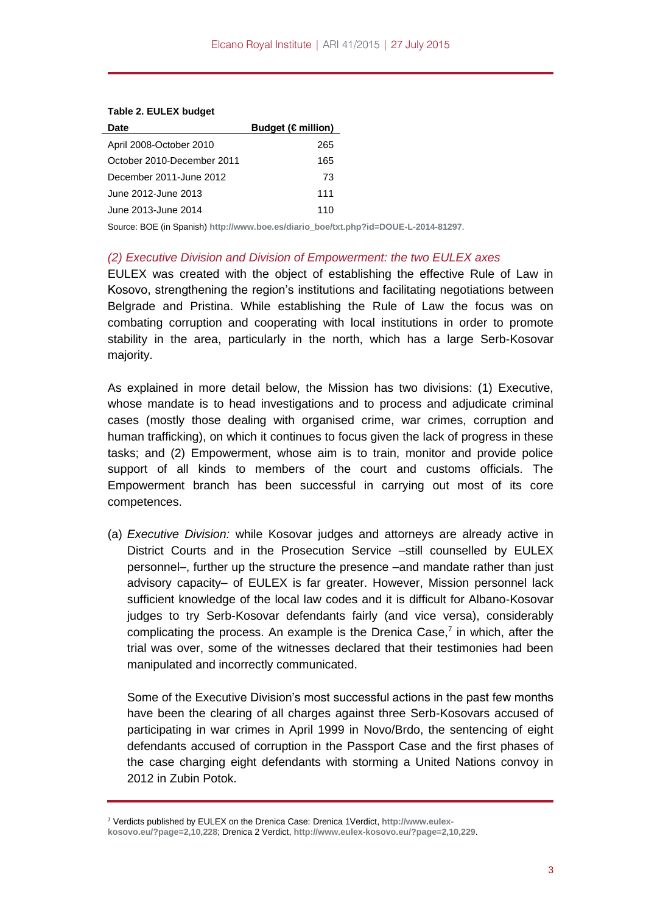**Table 2. EULEX budget**

| Date | Budget (€ million) |
|---|---|
| April 2008-October 2010 | 265 |
| October 2010-December 2011 | 165 |
| December 2011-June 2012 | 73 |
| June 2012-June 2013 | 111 |
| June 2013-June 2014 | 110 |

Source: BOE (in Spanish) http://www.boe.es/diario_boe/txt.php?id=DOUE-L-2014-81297.

*(2) Executive Division and Division of Empowerment: the two EULEX axes*

EULEX was created with the object of establishing the effective Rule of Law in Kosovo, strengthening the region's institutions and facilitating negotiations between Belgrade and Pristina. While establishing the Rule of Law the focus was on combating corruption and cooperating with local institutions in order to promote stability in the area, particularly in the north, which has a large Serb-Kosovar majority.

As explained in more detail below, the Mission has two divisions: (1) Executive, whose mandate is to head investigations and to process and adjudicate criminal cases (mostly those dealing with organised crime, war crimes, corruption and human trafficking), on which it continues to focus given the lack of progress in these tasks; and (2) Empowerment, whose aim is to train, monitor and provide police support of all kinds to members of the court and customs officials. The Empowerment branch has been successful in carrying out most of its core competences.

(a) *Executive Division:* while Kosovar judges and attorneys are already active in District Courts and in the Prosecution Service –still counselled by EULEX personnel–, further up the structure the presence –and mandate rather than just advisory capacity– of EULEX is far greater. However, Mission personnel lack sufficient knowledge of the local law codes and it is difficult for Albano-Kosovar judges to try Serb-Kosovar defendants fairly (and vice versa), considerably complicating the process. An example is the Drenica Case,[7] in which, after the trial was over, some of the witnesses declared that their testimonies had been manipulated and incorrectly communicated.

Some of the Executive Division's most successful actions in the past few months have been the clearing of all charges against three Serb-Kosovars accused of participating in war crimes in April 1999 in Novo/Brdo, the sentencing of eight defendants accused of corruption in the Passport Case and the first phases of the case charging eight defendants with storming a United Nations convoy in 2012 in Zubin Potok.

[7] Verdicts published by EULEX on the Drenica Case: Drenica 1Verdict, http://www.eulex-kosovo.eu/?page=2,10,228; Drenica 2 Verdict, http://www.eulex-kosovo.eu/?page=2,10,229.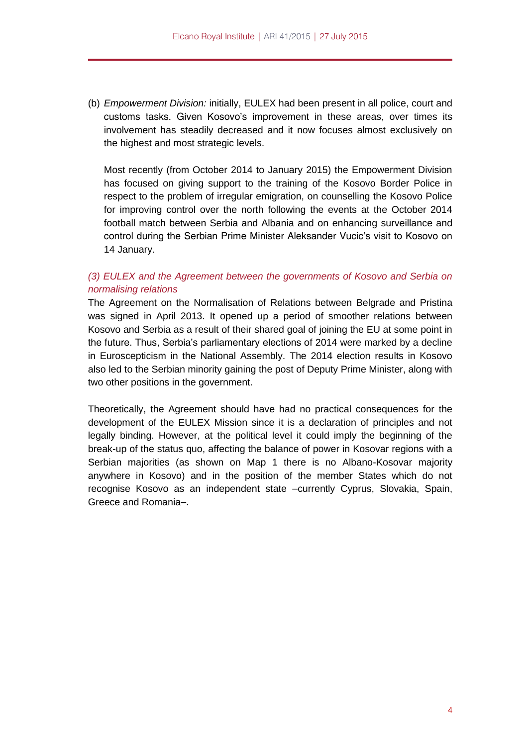(b) *Empowerment Division:* initially, EULEX had been present in all police, court and customs tasks. Given Kosovo's improvement in these areas, over times its involvement has steadily decreased and it now focuses almost exclusively on the highest and most strategic levels.

Most recently (from October 2014 to January 2015) the Empowerment Division has focused on giving support to the training of the Kosovo Border Police in respect to the problem of irregular emigration, on counselling the Kosovo Police for improving control over the north following the events at the October 2014 football match between Serbia and Albania and on enhancing surveillance and control during the Serbian Prime Minister Aleksander Vucic's visit to Kosovo on 14 January.

### *(3) EULEX and the Agreement between the governments of Kosovo and Serbia on normalising relations*

The Agreement on the Normalisation of Relations between Belgrade and Pristina was signed in April 2013. It opened up a period of smoother relations between Kosovo and Serbia as a result of their shared goal of joining the EU at some point in the future. Thus, Serbia's parliamentary elections of 2014 were marked by a decline in Euroscepticism in the National Assembly. The 2014 election results in Kosovo also led to the Serbian minority gaining the post of Deputy Prime Minister, along with two other positions in the government.

Theoretically, the Agreement should have had no practical consequences for the development of the EULEX Mission since it is a declaration of principles and not legally binding. However, at the political level it could imply the beginning of the break-up of the status quo, affecting the balance of power in Kosovar regions with a Serbian majorities (as shown on Map 1 there is no Albano-Kosovar majority anywhere in Kosovo) and in the position of the member States which do not recognise Kosovo as an independent state –currently Cyprus, Slovakia, Spain, Greece and Romania–.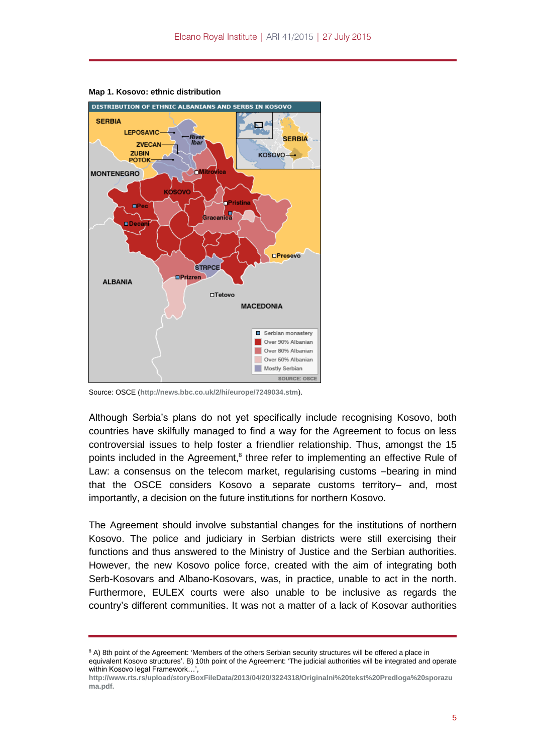**Map 1. Kosovo: ethnic distribution**

Source: OSCE (**http://news.bbc.co.uk/2/hi/europe/7249034.stm**).

Although Serbia's plans do not yet specifically include recognising Kosovo, both countries have skilfully managed to find a way for the Agreement to focus on less controversial issues to help foster a friendlier relationship. Thus, amongst the 15 points included in the Agreement,[8] three refer to implementing an effective Rule of Law: a consensus on the telecom market, regularising customs –bearing in mind that the OSCE considers Kosovo a separate customs territory– and, most importantly, a decision on the future institutions for northern Kosovo.

The Agreement should involve substantial changes for the institutions of northern Kosovo. The police and judiciary in Serbian districts were still exercising their functions and thus answered to the Ministry of Justice and the Serbian authorities. However, the new Kosovo police force, created with the aim of integrating both Serb-Kosovars and Albano-Kosovars, was, in practice, unable to act in the north. Furthermore, EULEX courts were also unable to be inclusive as regards the country's different communities. It was not a matter of a lack of Kosovar authorities

---

[8] A) 8th point of the Agreement: 'Members of the others Serbian security structures will be offered a place in equivalent Kosovo structures'. B) 10th point of the Agreement: 'The judicial authorities will be integrated and operate within Kosovo legal Framework…', **http://www.rts.rs/upload/storyBoxFileData/2013/04/20/3224318/Originalni%20tekst%20Predloga%20sporazuma.pdf.**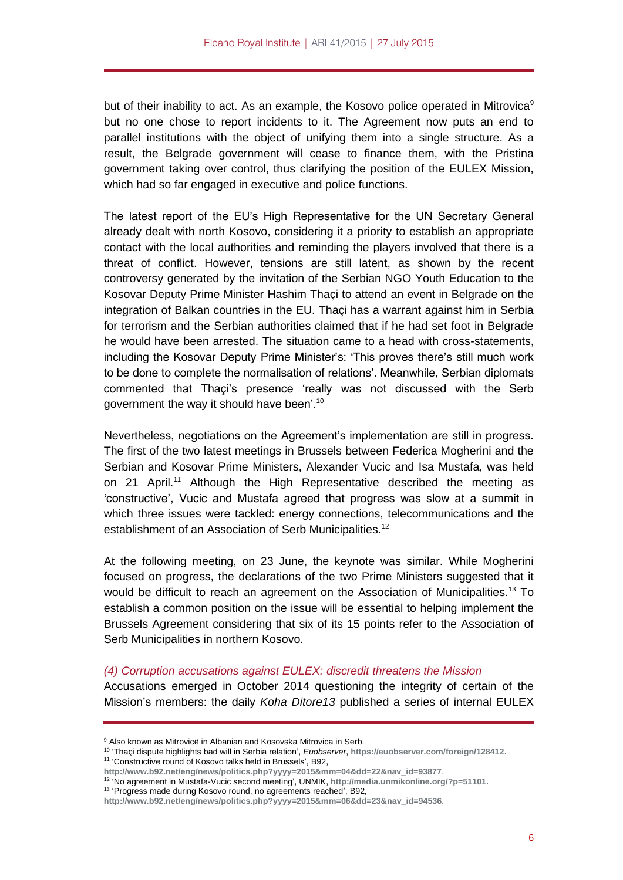but of their inability to act. As an example, the Kosovo police operated in Mitrovica[9] but no one chose to report incidents to it. The Agreement now puts an end to parallel institutions with the object of unifying them into a single structure. As a result, the Belgrade government will cease to finance them, with the Pristina government taking over control, thus clarifying the position of the EULEX Mission, which had so far engaged in executive and police functions.

The latest report of the EU's High Representative for the UN Secretary General already dealt with north Kosovo, considering it a priority to establish an appropriate contact with the local authorities and reminding the players involved that there is a threat of conflict. However, tensions are still latent, as shown by the recent controversy generated by the invitation of the Serbian NGO Youth Education to the Kosovar Deputy Prime Minister Hashim Thaçi to attend an event in Belgrade on the integration of Balkan countries in the EU. Thaçi has a warrant against him in Serbia for terrorism and the Serbian authorities claimed that if he had set foot in Belgrade he would have been arrested. The situation came to a head with cross-statements, including the Kosovar Deputy Prime Minister's: 'This proves there's still much work to be done to complete the normalisation of relations'. Meanwhile, Serbian diplomats commented that Thaçi's presence 'really was not discussed with the Serb government the way it should have been'.[10]

Nevertheless, negotiations on the Agreement's implementation are still in progress. The first of the two latest meetings in Brussels between Federica Mogherini and the Serbian and Kosovar Prime Ministers, Alexander Vucic and Isa Mustafa, was held on 21 April.[11] Although the High Representative described the meeting as 'constructive', Vucic and Mustafa agreed that progress was slow at a summit in which three issues were tackled: energy connections, telecommunications and the establishment of an Association of Serb Municipalities.[12]

At the following meeting, on 23 June, the keynote was similar. While Mogherini focused on progress, the declarations of the two Prime Ministers suggested that it would be difficult to reach an agreement on the Association of Municipalities.[13] To establish a common position on the issue will be essential to helping implement the Brussels Agreement considering that six of its 15 points refer to the Association of Serb Municipalities in northern Kosovo.

### *(4) Corruption accusations against EULEX: discredit threatens the Mission*

Accusations emerged in October 2014 questioning the integrity of certain of the Mission's members: the daily *Koha Ditore13* published a series of internal EULEX

---

[9] Also known as Mitrovicë in Albanian and Kosovska Mitrovica in Serb.

[10] 'Thaçi dispute highlights bad will in Serbia relation', *Euobserver*, https://euobserver.com/foreign/128412.

[11] 'Constructive round of Kosovo talks held in Brussels', B92, http://www.b92.net/eng/news/politics.php?yyyy=2015&mm=04&dd=22&nav_id=93877.

[12] 'No agreement in Mustafa-Vucic second meeting', UNMIK, http://media.unmikonline.org/?p=51101.

[13] 'Progress made during Kosovo round, no agreements reached', B92, http://www.b92.net/eng/news/politics.php?yyyy=2015&mm=06&dd=23&nav_id=94536.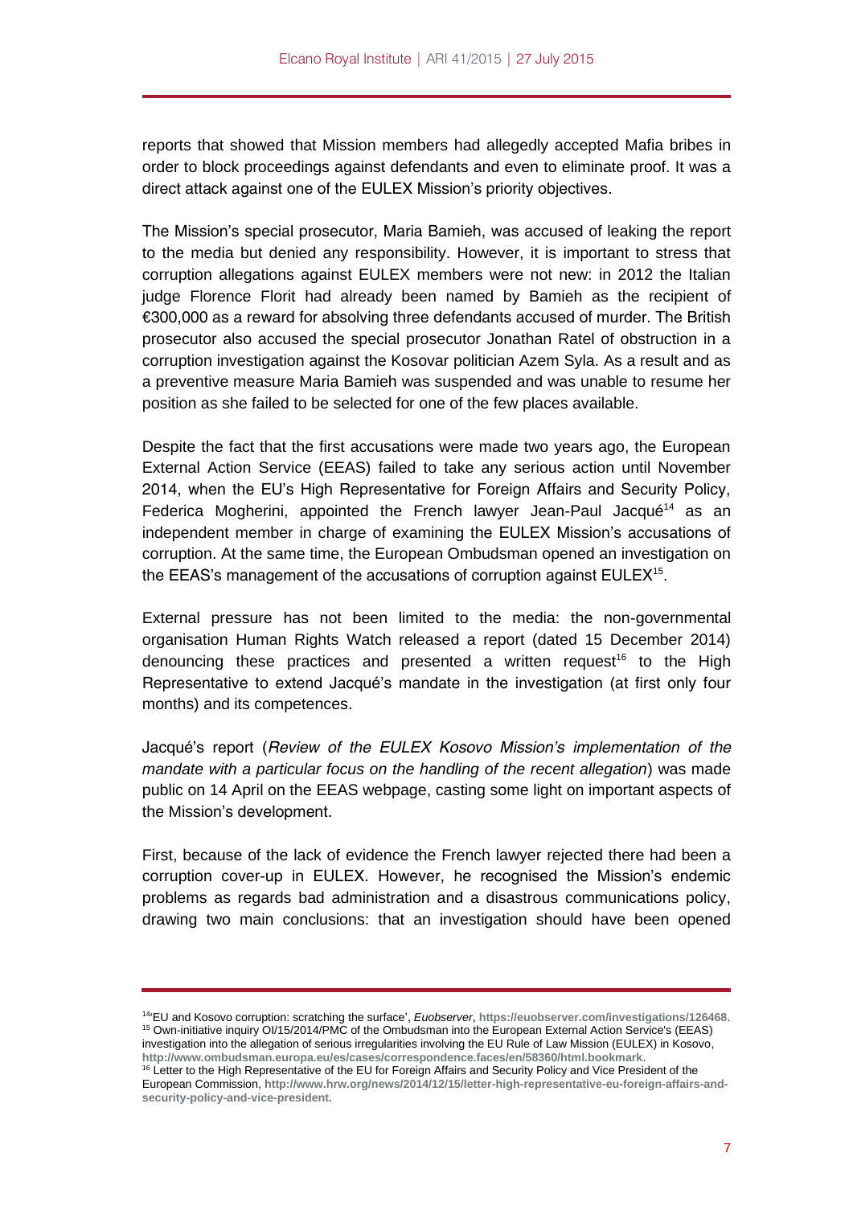reports that showed that Mission members had allegedly accepted Mafia bribes in order to block proceedings against defendants and even to eliminate proof. It was a direct attack against one of the EULEX Mission's priority objectives.

The Mission's special prosecutor, Maria Bamieh, was accused of leaking the report to the media but denied any responsibility. However, it is important to stress that corruption allegations against EULEX members were not new: in 2012 the Italian judge Florence Florit had already been named by Bamieh as the recipient of €300,000 as a reward for absolving three defendants accused of murder. The British prosecutor also accused the special prosecutor Jonathan Ratel of obstruction in a corruption investigation against the Kosovar politician Azem Syla. As a result and as a preventive measure Maria Bamieh was suspended and was unable to resume her position as she failed to be selected for one of the few places available.

Despite the fact that the first accusations were made two years ago, the European External Action Service (EEAS) failed to take any serious action until November 2014, when the EU's High Representative for Foreign Affairs and Security Policy, Federica Mogherini, appointed the French lawyer Jean-Paul Jacqué[14] as an independent member in charge of examining the EULEX Mission's accusations of corruption. At the same time, the European Ombudsman opened an investigation on the EEAS's management of the accusations of corruption against EULEX[15].

External pressure has not been limited to the media: the non-governmental organisation Human Rights Watch released a report (dated 15 December 2014) denouncing these practices and presented a written request[16] to the High Representative to extend Jacqué's mandate in the investigation (at first only four months) and its competences.

Jacqué's report (*Review of the EULEX Kosovo Mission's implementation of the mandate with a particular focus on the handling of the recent allegation*) was made public on 14 April on the EEAS webpage, casting some light on important aspects of the Mission's development.

First, because of the lack of evidence the French lawyer rejected there had been a corruption cover-up in EULEX. However, he recognised the Mission's endemic problems as regards bad administration and a disastrous communications policy, drawing two main conclusions: that an investigation should have been opened

---

[14] 'EU and Kosovo corruption: scratching the surface', *Euobserver*, https://euobserver.com/investigations/126468.

[15] Own-initiative inquiry OI/15/2014/PMC of the Ombudsman into the European External Action Service's (EEAS) investigation into the allegation of serious irregularities involving the EU Rule of Law Mission (EULEX) in Kosovo, http://www.ombudsman.europa.eu/es/cases/correspondence.faces/en/58360/html.bookmark.

[16] Letter to the High Representative of the EU for Foreign Affairs and Security Policy and Vice President of the European Commission, http://www.hrw.org/news/2014/12/15/letter-high-representative-eu-foreign-affairs-and-security-policy-and-vice-president.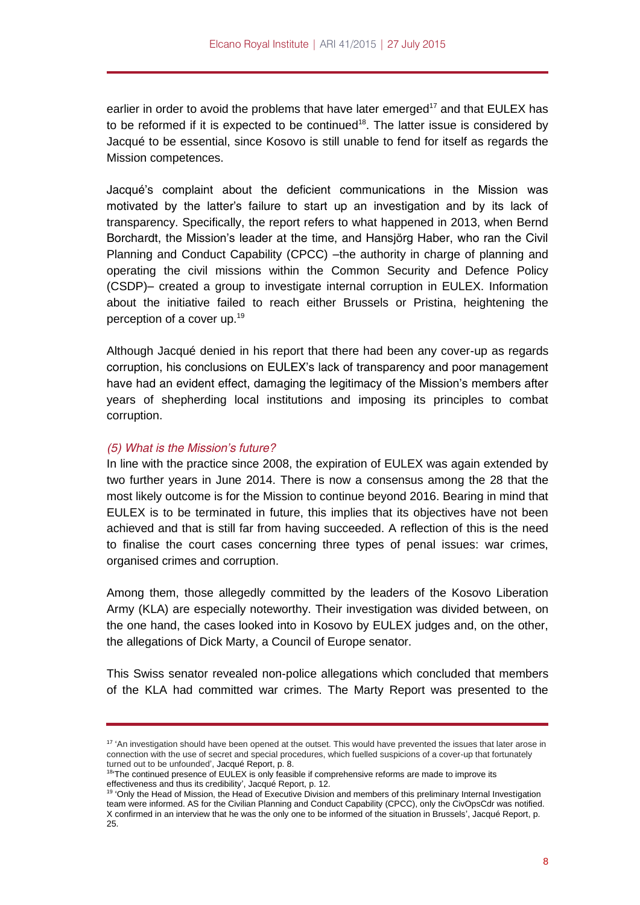earlier in order to avoid the problems that have later emerged[17] and that EULEX has to be reformed if it is expected to be continued[18]. The latter issue is considered by Jacqué to be essential, since Kosovo is still unable to fend for itself as regards the Mission competences.

Jacqué's complaint about the deficient communications in the Mission was motivated by the latter's failure to start up an investigation and by its lack of transparency. Specifically, the report refers to what happened in 2013, when Bernd Borchardt, the Mission's leader at the time, and Hansjörg Haber, who ran the Civil Planning and Conduct Capability (CPCC) –the authority in charge of planning and operating the civil missions within the Common Security and Defence Policy (CSDP)– created a group to investigate internal corruption in EULEX. Information about the initiative failed to reach either Brussels or Pristina, heightening the perception of a cover up.[19]

Although Jacqué denied in his report that there had been any cover-up as regards corruption, his conclusions on EULEX's lack of transparency and poor management have had an evident effect, damaging the legitimacy of the Mission's members after years of shepherding local institutions and imposing its principles to combat corruption.

### *(5) What is the Mission's future?*

In line with the practice since 2008, the expiration of EULEX was again extended by two further years in June 2014. There is now a consensus among the 28 that the most likely outcome is for the Mission to continue beyond 2016. Bearing in mind that EULEX is to be terminated in future, this implies that its objectives have not been achieved and that is still far from having succeeded. A reflection of this is the need to finalise the court cases concerning three types of penal issues: war crimes, organised crimes and corruption.

Among them, those allegedly committed by the leaders of the Kosovo Liberation Army (KLA) are especially noteworthy. Their investigation was divided between, on the one hand, the cases looked into in Kosovo by EULEX judges and, on the other, the allegations of Dick Marty, a Council of Europe senator.

This Swiss senator revealed non-police allegations which concluded that members of the KLA had committed war crimes. The Marty Report was presented to the

---

[17] 'An investigation should have been opened at the outset. This would have prevented the issues that later arose in connection with the use of secret and special procedures, which fuelled suspicions of a cover-up that fortunately turned out to be unfounded', Jacqué Report, p. 8.

[18] 'The continued presence of EULEX is only feasible if comprehensive reforms are made to improve its effectiveness and thus its credibility', Jacqué Report, p. 12.

[19] 'Only the Head of Mission, the Head of Executive Division and members of this preliminary Internal Investigation team were informed. AS for the Civilian Planning and Conduct Capability (CPCC), only the CivOpsCdr was notified. X confirmed in an interview that he was the only one to be informed of the situation in Brussels', Jacqué Report, p. 25.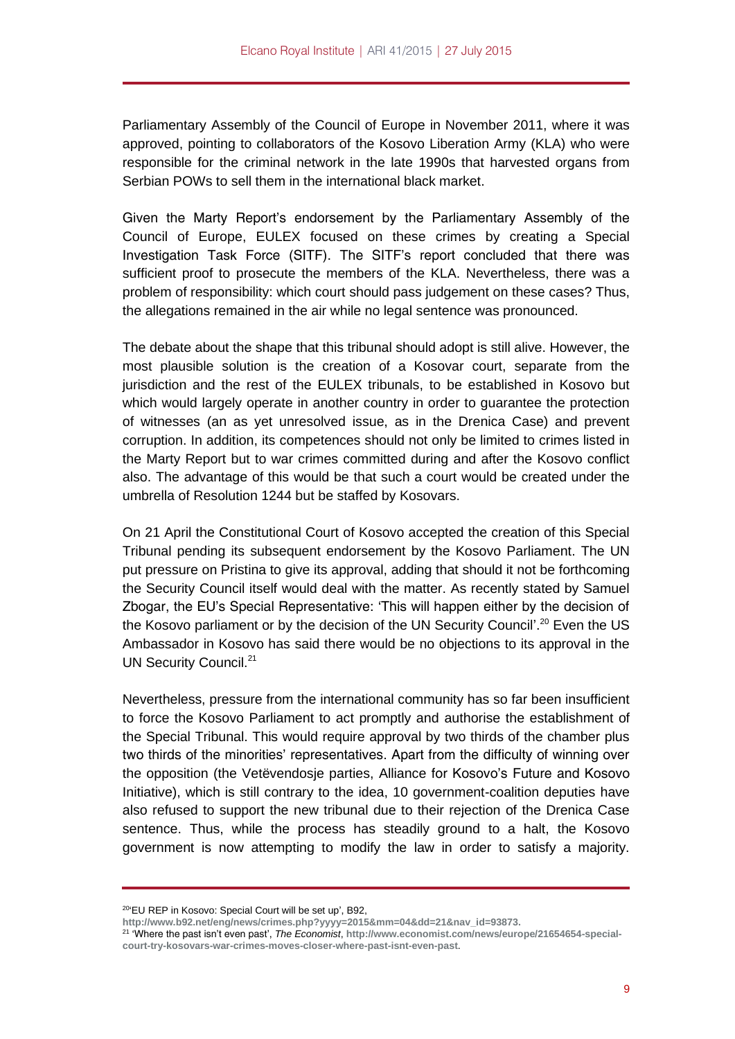Parliamentary Assembly of the Council of Europe in November 2011, where it was approved, pointing to collaborators of the Kosovo Liberation Army (KLA) who were responsible for the criminal network in the late 1990s that harvested organs from Serbian POWs to sell them in the international black market.

Given the Marty Report's endorsement by the Parliamentary Assembly of the Council of Europe, EULEX focused on these crimes by creating a Special Investigation Task Force (SITF). The SITF's report concluded that there was sufficient proof to prosecute the members of the KLA. Nevertheless, there was a problem of responsibility: which court should pass judgement on these cases? Thus, the allegations remained in the air while no legal sentence was pronounced.

The debate about the shape that this tribunal should adopt is still alive. However, the most plausible solution is the creation of a Kosovar court, separate from the jurisdiction and the rest of the EULEX tribunals, to be established in Kosovo but which would largely operate in another country in order to guarantee the protection of witnesses (an as yet unresolved issue, as in the Drenica Case) and prevent corruption. In addition, its competences should not only be limited to crimes listed in the Marty Report but to war crimes committed during and after the Kosovo conflict also. The advantage of this would be that such a court would be created under the umbrella of Resolution 1244 but be staffed by Kosovars.

On 21 April the Constitutional Court of Kosovo accepted the creation of this Special Tribunal pending its subsequent endorsement by the Kosovo Parliament. The UN put pressure on Pristina to give its approval, adding that should it not be forthcoming the Security Council itself would deal with the matter. As recently stated by Samuel Zbogar, the EU's Special Representative: 'This will happen either by the decision of the Kosovo parliament or by the decision of the UN Security Council'.[20] Even the US Ambassador in Kosovo has said there would be no objections to its approval in the UN Security Council.[21]

Nevertheless, pressure from the international community has so far been insufficient to force the Kosovo Parliament to act promptly and authorise the establishment of the Special Tribunal. This would require approval by two thirds of the chamber plus two thirds of the minorities' representatives. Apart from the difficulty of winning over the opposition (the Vetëvendosje parties, Alliance for Kosovo's Future and Kosovo Initiative), which is still contrary to the idea, 10 government-coalition deputies have also refused to support the new tribunal due to their rejection of the Drenica Case sentence. Thus, while the process has steadily ground to a halt, the Kosovo government is now attempting to modify the law in order to satisfy a majority.

---

[20] 'EU REP in Kosovo: Special Court will be set up', B92, http://www.b92.net/eng/news/crimes.php?yyyy=2015&mm=04&dd=21&nav_id=93873.

[21] 'Where the past isn't even past', *The Economist*, http://www.economist.com/news/europe/21654654-special-court-try-kosovars-war-crimes-moves-closer-where-past-isnt-even-past.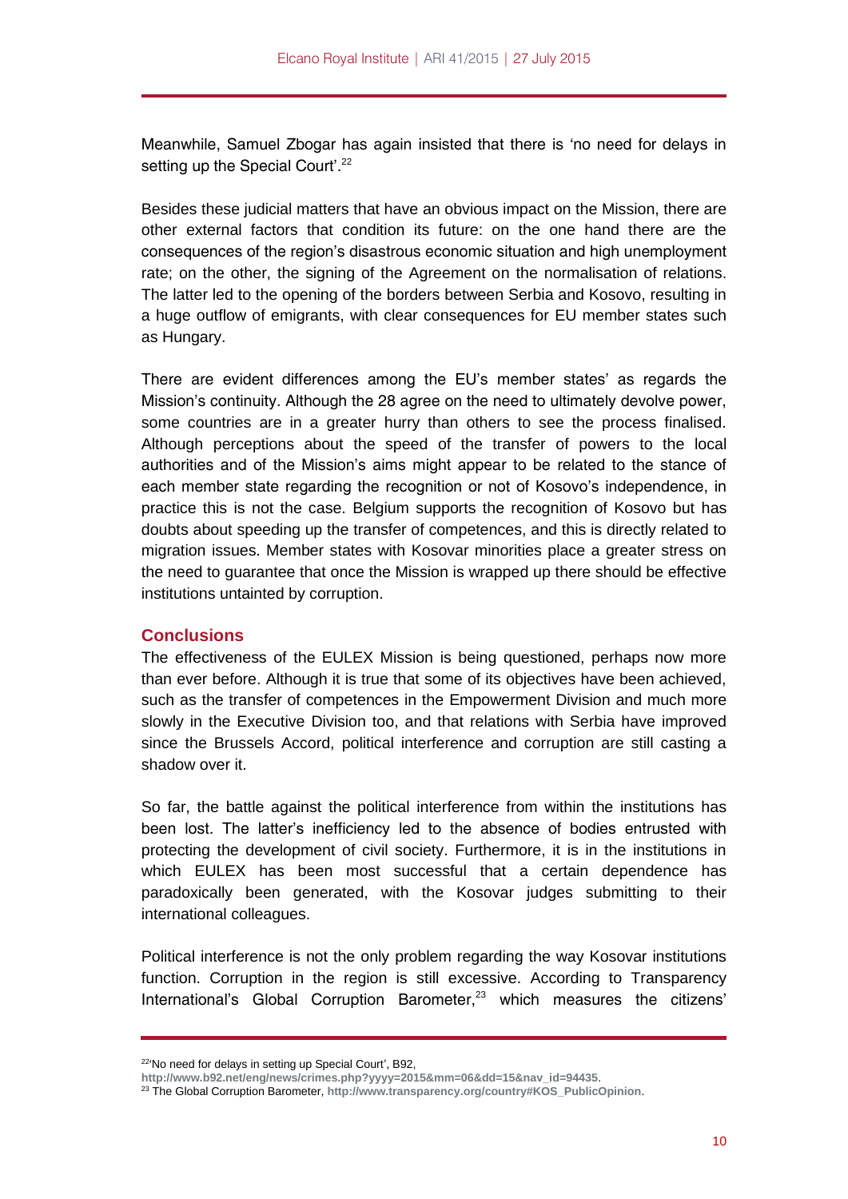Meanwhile, Samuel Zbogar has again insisted that there is 'no need for delays in setting up the Special Court'.[22]

Besides these judicial matters that have an obvious impact on the Mission, there are other external factors that condition its future: on the one hand there are the consequences of the region's disastrous economic situation and high unemployment rate; on the other, the signing of the Agreement on the normalisation of relations. The latter led to the opening of the borders between Serbia and Kosovo, resulting in a huge outflow of emigrants, with clear consequences for EU member states such as Hungary.

There are evident differences among the EU's member states' as regards the Mission's continuity. Although the 28 agree on the need to ultimately devolve power, some countries are in a greater hurry than others to see the process finalised. Although perceptions about the speed of the transfer of powers to the local authorities and of the Mission's aims might appear to be related to the stance of each member state regarding the recognition or not of Kosovo's independence, in practice this is not the case. Belgium supports the recognition of Kosovo but has doubts about speeding up the transfer of competences, and this is directly related to migration issues. Member states with Kosovar minorities place a greater stress on the need to guarantee that once the Mission is wrapped up there should be effective institutions untainted by corruption.

## Conclusions

The effectiveness of the EULEX Mission is being questioned, perhaps now more than ever before. Although it is true that some of its objectives have been achieved, such as the transfer of competences in the Empowerment Division and much more slowly in the Executive Division too, and that relations with Serbia have improved since the Brussels Accord, political interference and corruption are still casting a shadow over it.

So far, the battle against the political interference from within the institutions has been lost. The latter's inefficiency led to the absence of bodies entrusted with protecting the development of civil society. Furthermore, it is in the institutions in which EULEX has been most successful that a certain dependence has paradoxically been generated, with the Kosovar judges submitting to their international colleagues.

Political interference is not the only problem regarding the way Kosovar institutions function. Corruption in the region is still excessive. According to Transparency International's Global Corruption Barometer,[23] which measures the citizens'

---

[22] 'No need for delays in setting up Special Court', B92, http://www.b92.net/eng/news/crimes.php?yyyy=2015&mm=06&dd=15&nav_id=94435.

[23] The Global Corruption Barometer, http://www.transparency.org/country#KOS_PublicOpinion.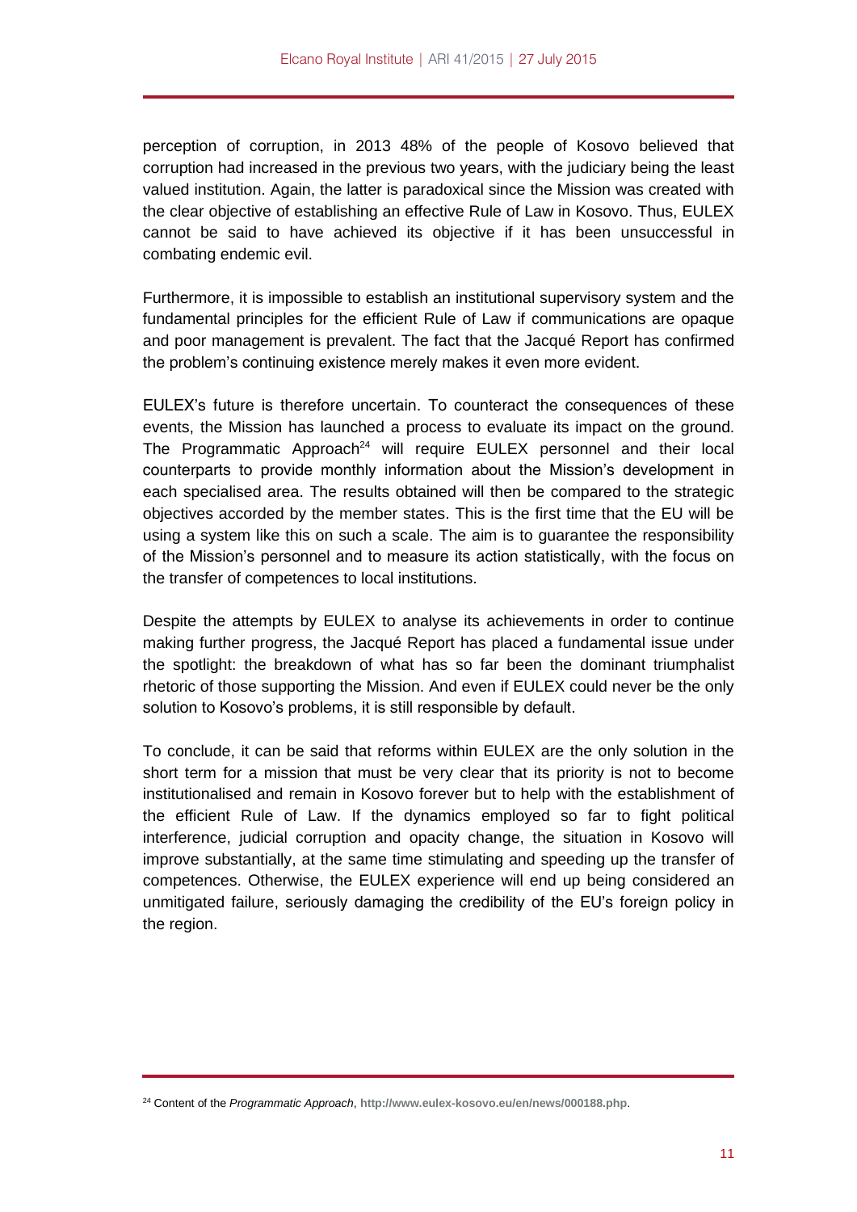perception of corruption, in 2013 48% of the people of Kosovo believed that corruption had increased in the previous two years, with the judiciary being the least valued institution. Again, the latter is paradoxical since the Mission was created with the clear objective of establishing an effective Rule of Law in Kosovo. Thus, EULEX cannot be said to have achieved its objective if it has been unsuccessful in combating endemic evil.

Furthermore, it is impossible to establish an institutional supervisory system and the fundamental principles for the efficient Rule of Law if communications are opaque and poor management is prevalent. The fact that the Jacqué Report has confirmed the problem's continuing existence merely makes it even more evident.

EULEX's future is therefore uncertain. To counteract the consequences of these events, the Mission has launched a process to evaluate its impact on the ground. The Programmatic Approach[24] will require EULEX personnel and their local counterparts to provide monthly information about the Mission's development in each specialised area. The results obtained will then be compared to the strategic objectives accorded by the member states. This is the first time that the EU will be using a system like this on such a scale. The aim is to guarantee the responsibility of the Mission's personnel and to measure its action statistically, with the focus on the transfer of competences to local institutions.

Despite the attempts by EULEX to analyse its achievements in order to continue making further progress, the Jacqué Report has placed a fundamental issue under the spotlight: the breakdown of what has so far been the dominant triumphalist rhetoric of those supporting the Mission. And even if EULEX could never be the only solution to Kosovo's problems, it is still responsible by default.

To conclude, it can be said that reforms within EULEX are the only solution in the short term for a mission that must be very clear that its priority is not to become institutionalised and remain in Kosovo forever but to help with the establishment of the efficient Rule of Law. If the dynamics employed so far to fight political interference, judicial corruption and opacity change, the situation in Kosovo will improve substantially, at the same time stimulating and speeding up the transfer of competences. Otherwise, the EULEX experience will end up being considered an unmitigated failure, seriously damaging the credibility of the EU's foreign policy in the region.

---

[24] Content of the *Programmatic Approach*, **http://www.eulex-kosovo.eu/en/news/000188.php**.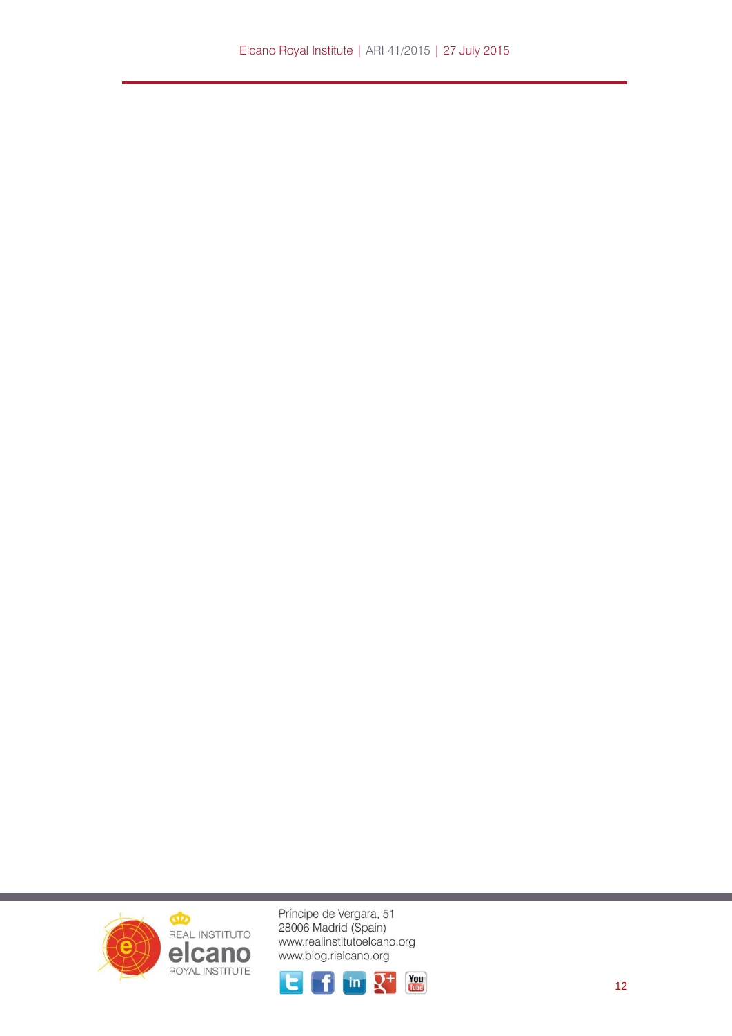Príncipe de Vergara, 51
28006 Madrid (Spain)
www.realinstitutoelcano.org
www.blog.rielcano.org